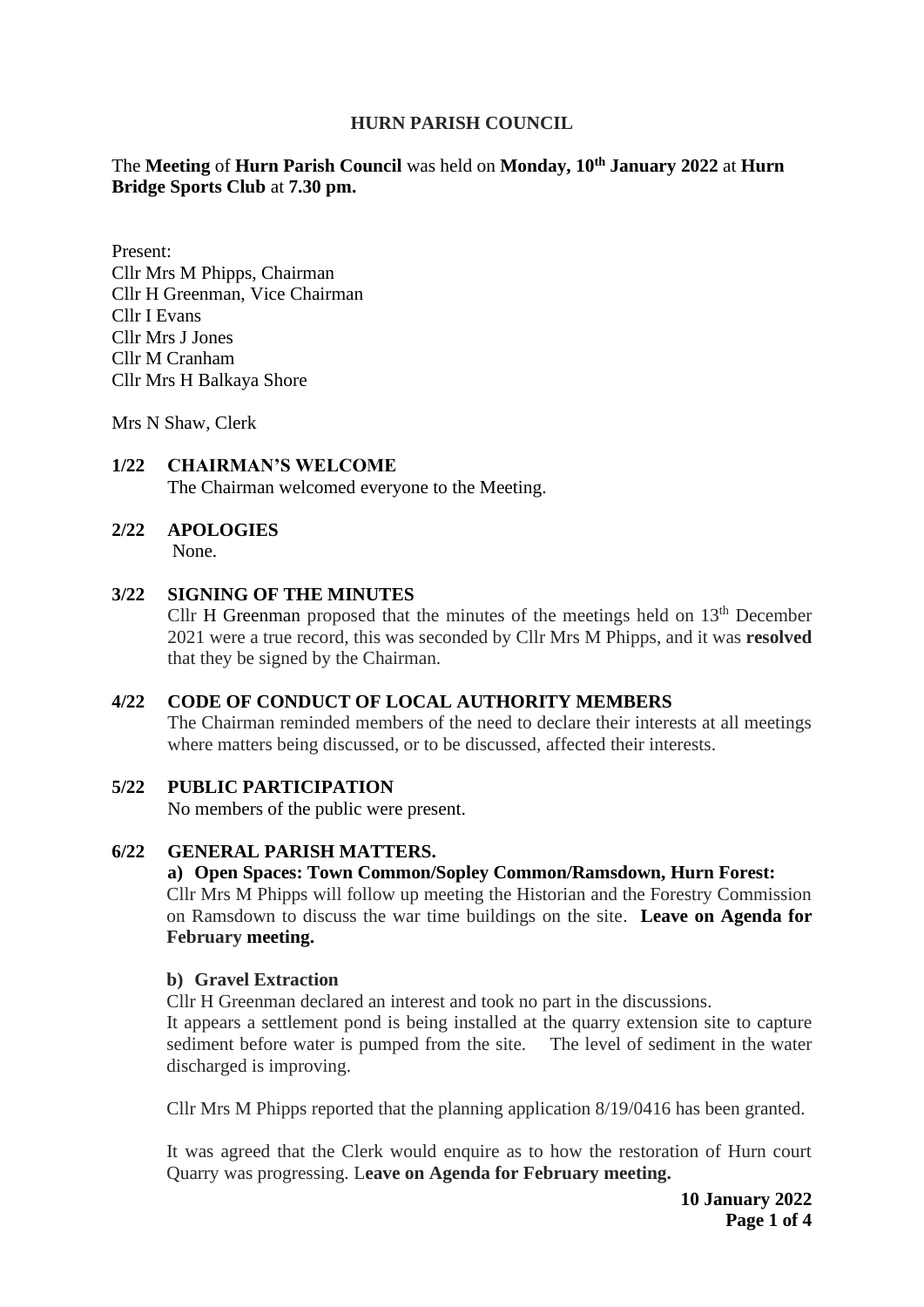**HURN PARISH COUNCIL**

The **Meeting** of **Hurn Parish Council** was held on **Monday, 10th January 2022** at **Hurn Bridge Sports Club** at **7.30 pm.**

Present:
Cllr Mrs M Phipps, Chairman
Cllr H Greenman, Vice Chairman
Cllr I Evans
Cllr Mrs J Jones
Cllr M Cranham
Cllr Mrs H Balkaya Shore

Mrs N Shaw, Clerk

**1/22 CHAIRMAN'S WELCOME**

The Chairman welcomed everyone to the Meeting.

**2/22 APOLOGIES**

None.

**3/22 SIGNING OF THE MINUTES**

Cllr H Greenman proposed that the minutes of the meetings held on 13th December 2021 were a true record, this was seconded by Cllr Mrs M Phipps, and it was **resolved** that they be signed by the Chairman.

**4/22 CODE OF CONDUCT OF LOCAL AUTHORITY MEMBERS**

The Chairman reminded members of the need to declare their interests at all meetings where matters being discussed, or to be discussed, affected their interests.

**5/22 PUBLIC PARTICIPATION**

No members of the public were present.

**6/22 GENERAL PARISH MATTERS.**

**a) Open Spaces: Town Common/Sopley Common/Ramsdown, Hurn Forest:**

Cllr Mrs M Phipps will follow up meeting the Historian and the Forestry Commission on Ramsdown to discuss the war time buildings on the site. **Leave on Agenda for February meeting.**

**b) Gravel Extraction**

Cllr H Greenman declared an interest and took no part in the discussions.

It appears a settlement pond is being installed at the quarry extension site to capture sediment before water is pumped from the site. The level of sediment in the water discharged is improving.

Cllr Mrs M Phipps reported that the planning application 8/19/0416 has been granted.

It was agreed that the Clerk would enquire as to how the restoration of Hurn court Quarry was progressing. L**eave on Agenda for February meeting.**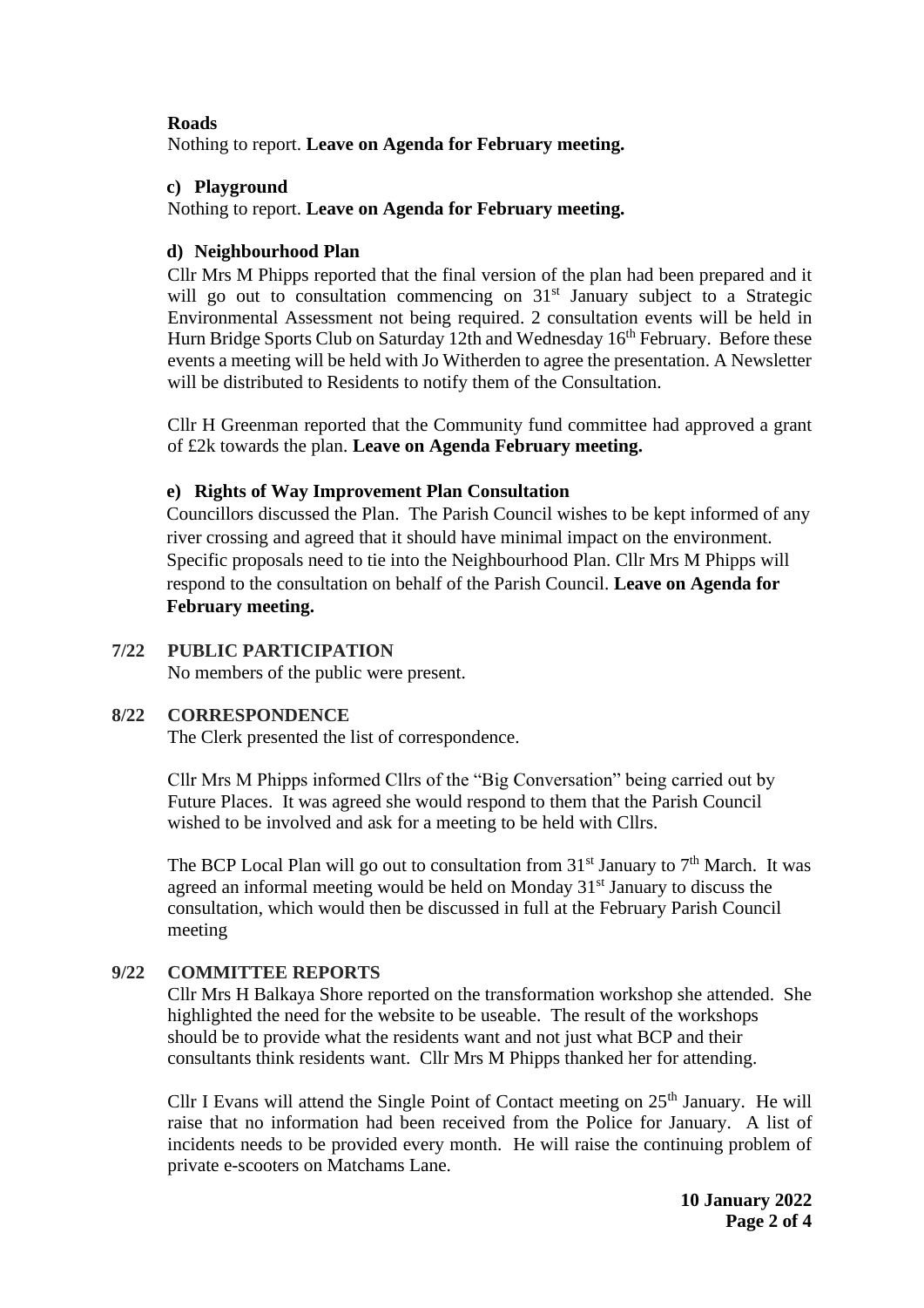**Roads**

Nothing to report. **Leave on Agenda for February meeting.**

**c) Playground**

Nothing to report. **Leave on Agenda for February meeting.**

**d) Neighbourhood Plan**

Cllr Mrs M Phipps reported that the final version of the plan had been prepared and it will go out to consultation commencing on 31st January subject to a Strategic Environmental Assessment not being required. 2 consultation events will be held in Hurn Bridge Sports Club on Saturday 12th and Wednesday 16th February. Before these events a meeting will be held with Jo Witherden to agree the presentation. A Newsletter will be distributed to Residents to notify them of the Consultation.

Cllr H Greenman reported that the Community fund committee had approved a grant of £2k towards the plan. **Leave on Agenda February meeting.**

**e) Rights of Way Improvement Plan Consultation**

Councillors discussed the Plan. The Parish Council wishes to be kept informed of any river crossing and agreed that it should have minimal impact on the environment. Specific proposals need to tie into the Neighbourhood Plan. Cllr Mrs M Phipps will respond to the consultation on behalf of the Parish Council. **Leave on Agenda for February meeting.**

**7/22 PUBLIC PARTICIPATION**

No members of the public were present.

**8/22 CORRESPONDENCE**

The Clerk presented the list of correspondence.

Cllr Mrs M Phipps informed Cllrs of the "Big Conversation" being carried out by Future Places. It was agreed she would respond to them that the Parish Council wished to be involved and ask for a meeting to be held with Cllrs.

The BCP Local Plan will go out to consultation from 31st January to 7th March. It was agreed an informal meeting would be held on Monday 31st January to discuss the consultation, which would then be discussed in full at the February Parish Council meeting

**9/22 COMMITTEE REPORTS**

Cllr Mrs H Balkaya Shore reported on the transformation workshop she attended. She highlighted the need for the website to be useable. The result of the workshops should be to provide what the residents want and not just what BCP and their consultants think residents want. Cllr Mrs M Phipps thanked her for attending.

Cllr I Evans will attend the Single Point of Contact meeting on 25th January. He will raise that no information had been received from the Police for January. A list of incidents needs to be provided every month. He will raise the continuing problem of private e-scooters on Matchams Lane.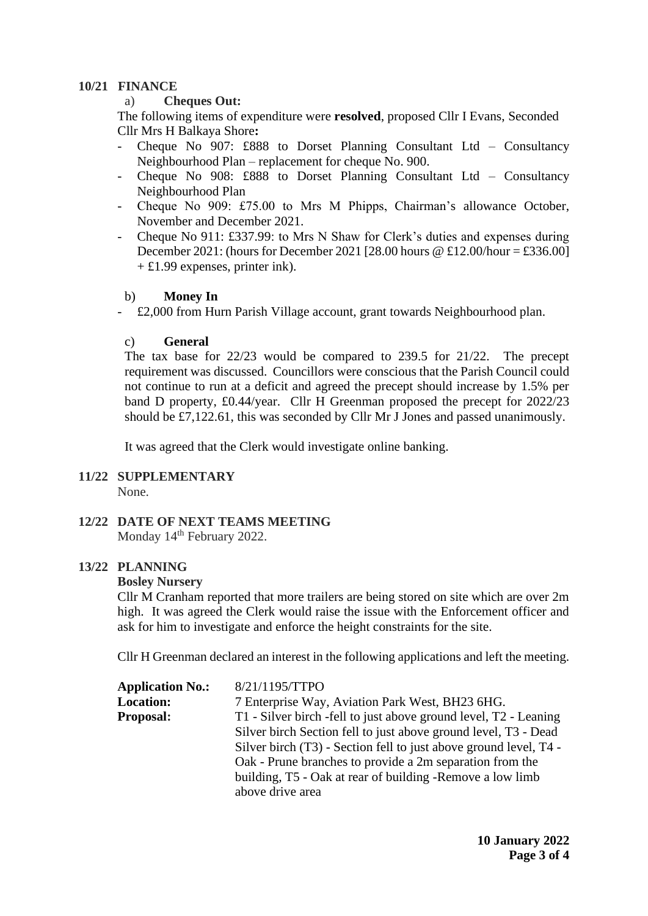**10/21 FINANCE**

a) **Cheques Out:**

The following items of expenditure were **resolved**, proposed Cllr I Evans, Seconded Cllr Mrs H Balkaya Shore**:**

- Cheque No 907: £888 to Dorset Planning Consultant Ltd – Consultancy Neighbourhood Plan – replacement for cheque No. 900.
- Cheque No 908: £888 to Dorset Planning Consultant Ltd – Consultancy Neighbourhood Plan
- Cheque No 909: £75.00 to Mrs M Phipps, Chairman's allowance October, November and December 2021.
- Cheque No 911: £337.99: to Mrs N Shaw for Clerk's duties and expenses during December 2021: (hours for December 2021 [28.00 hours @ £12.00/hour = £336.00] + £1.99 expenses, printer ink).

b) **Money In**

- £2,000 from Hurn Parish Village account, grant towards Neighbourhood plan.

c) **General**

The tax base for 22/23 would be compared to 239.5 for 21/22. The precept requirement was discussed. Councillors were conscious that the Parish Council could not continue to run at a deficit and agreed the precept should increase by 1.5% per band D property, £0.44/year. Cllr H Greenman proposed the precept for 2022/23 should be £7,122.61, this was seconded by Cllr Mr J Jones and passed unanimously.

It was agreed that the Clerk would investigate online banking.

**11/22 SUPPLEMENTARY**

None.

**12/22 DATE OF NEXT TEAMS MEETING**

Monday 14th February 2022.

**13/22 PLANNING**

**Bosley Nursery**

Cllr M Cranham reported that more trailers are being stored on site which are over 2m high. It was agreed the Clerk would raise the issue with the Enforcement officer and ask for him to investigate and enforce the height constraints for the site.

Cllr H Greenman declared an interest in the following applications and left the meeting.

| | |
|---|---|
| **Application No.:** | 8/21/1195/TTPO |
| **Location:** | 7 Enterprise Way, Aviation Park West, BH23 6HG. |
| **Proposal:** | T1 - Silver birch -fell to just above ground level, T2 - Leaning Silver birch Section fell to just above ground level, T3 - Dead Silver birch (T3) - Section fell to just above ground level, T4 - Oak - Prune branches to provide a 2m separation from the building, T5 - Oak at rear of building -Remove a low limb above drive area |

**10 January 2022**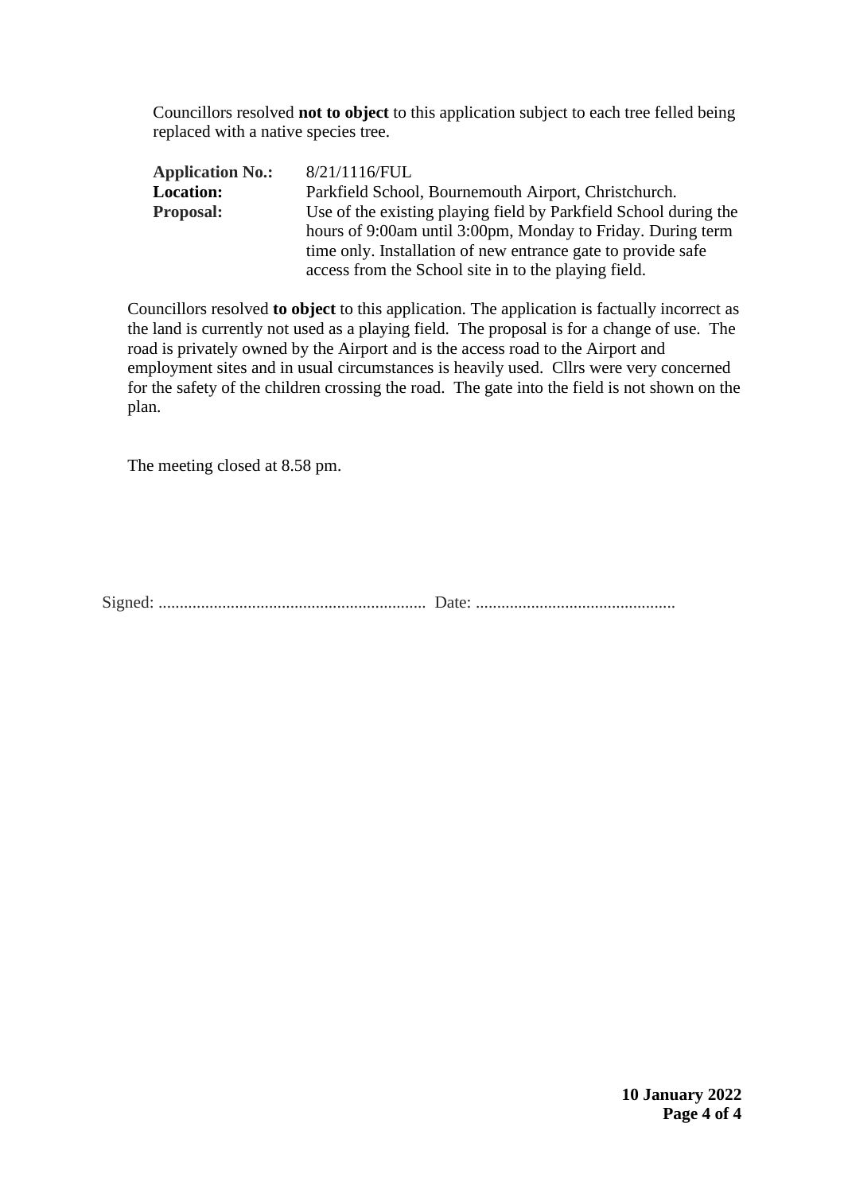Councillors resolved **not to object** to this application subject to each tree felled being replaced with a native species tree.

| | |
|---|---|
| **Application No.:** | 8/21/1116/FUL |
| **Location:** | Parkfield School, Bournemouth Airport, Christchurch. |
| **Proposal:** | Use of the existing playing field by Parkfield School during the hours of 9:00am until 3:00pm, Monday to Friday. During term time only. Installation of new entrance gate to provide safe access from the School site in to the playing field. |

Councillors resolved **to object** to this application. The application is factually incorrect as the land is currently not used as a playing field. The proposal is for a change of use. The road is privately owned by the Airport and is the access road to the Airport and employment sites and in usual circumstances is heavily used. Cllrs were very concerned for the safety of the children crossing the road. The gate into the field is not shown on the plan.

The meeting closed at 8.58 pm.

Signed: ............................................................... Date: ...............................................

**10 January 2022**